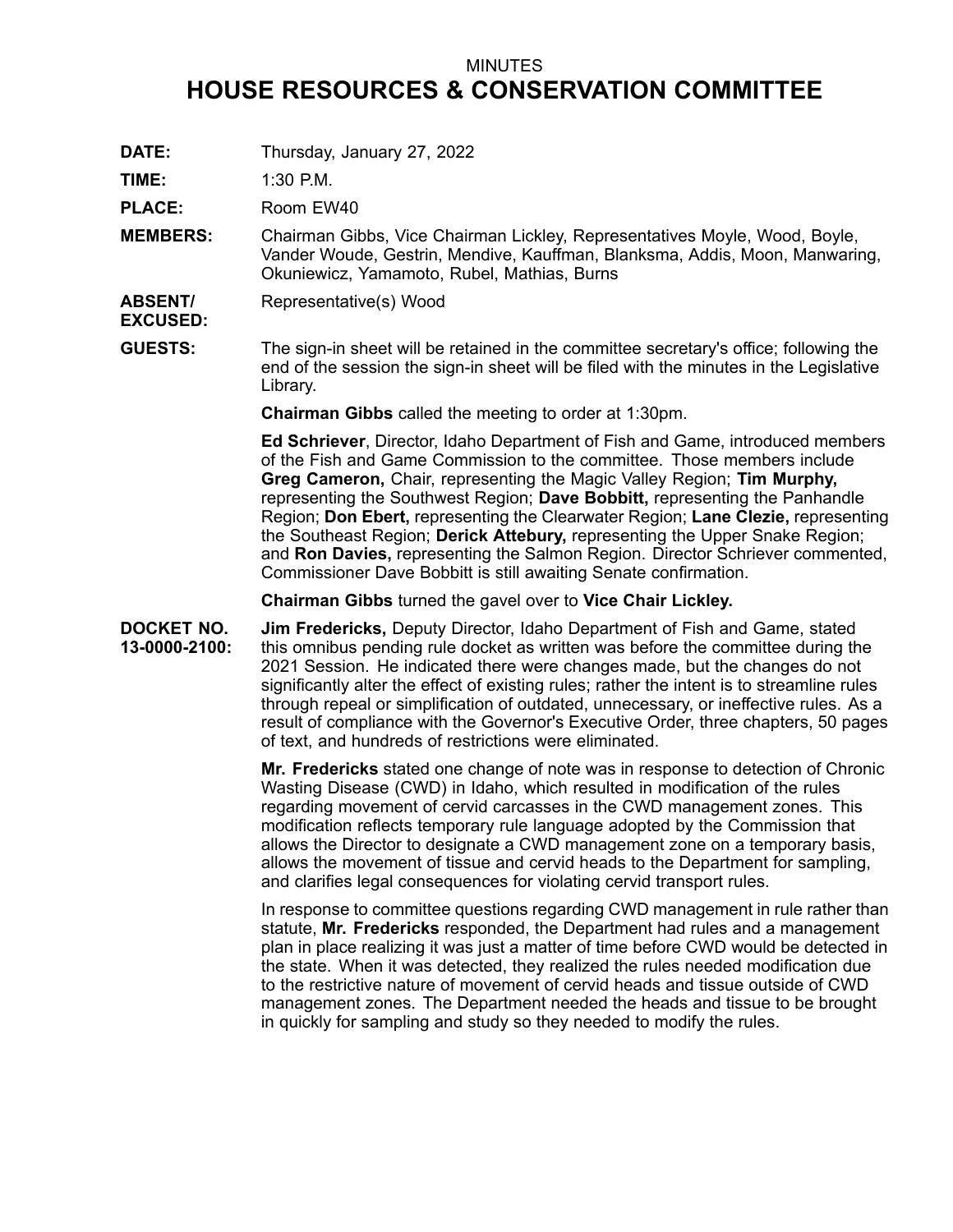MINUTES

# HOUSE RESOURCES & CONSERVATION COMMITTEE

**DATE:** Thursday, January 27, 2022

**TIME:** 1:30 P.M.

**PLACE:** Room EW40

**MEMBERS:** Chairman Gibbs, Vice Chairman Lickley, Representatives Moyle, Wood, Boyle, Vander Woude, Gestrin, Mendive, Kauffman, Blanksma, Addis, Moon, Manwaring, Okuniewicz, Yamamoto, Rubel, Mathias, Burns

**ABSENT/ EXCUSED:** Representative(s) Wood

**GUESTS:** The sign-in sheet will be retained in the committee secretary's office; following the end of the session the sign-in sheet will be filed with the minutes in the Legislative Library.

**Chairman Gibbs** called the meeting to order at 1:30pm.

**Ed Schriever**, Director, Idaho Department of Fish and Game, introduced members of the Fish and Game Commission to the committee. Those members include **Greg Cameron,** Chair, representing the Magic Valley Region; **Tim Murphy,** representing the Southwest Region; **Dave Bobbitt,** representing the Panhandle Region; **Don Ebert,** representing the Clearwater Region; **Lane Clezie,** representing the Southeast Region; **Derick Attebury,** representing the Upper Snake Region; and **Ron Davies,** representing the Salmon Region. Director Schriever commented, Commissioner Dave Bobbitt is still awaiting Senate confirmation.

**Chairman Gibbs** turned the gavel over to **Vice Chair Lickley.**

**DOCKET NO. 13-0000-2100:** **Jim Fredericks,** Deputy Director, Idaho Department of Fish and Game, stated this omnibus pending rule docket as written was before the committee during the 2021 Session. He indicated there were changes made, but the changes do not significantly alter the effect of existing rules; rather the intent is to streamline rules through repeal or simplification of outdated, unnecessary, or ineffective rules. As a result of compliance with the Governor's Executive Order, three chapters, 50 pages of text, and hundreds of restrictions were eliminated.

**Mr. Fredericks** stated one change of note was in response to detection of Chronic Wasting Disease (CWD) in Idaho, which resulted in modification of the rules regarding movement of cervid carcasses in the CWD management zones. This modification reflects temporary rule language adopted by the Commission that allows the Director to designate a CWD management zone on a temporary basis, allows the movement of tissue and cervid heads to the Department for sampling, and clarifies legal consequences for violating cervid transport rules.

In response to committee questions regarding CWD management in rule rather than statute, **Mr. Fredericks** responded, the Department had rules and a management plan in place realizing it was just a matter of time before CWD would be detected in the state. When it was detected, they realized the rules needed modification due to the restrictive nature of movement of cervid heads and tissue outside of CWD management zones. The Department needed the heads and tissue to be brought in quickly for sampling and study so they needed to modify the rules.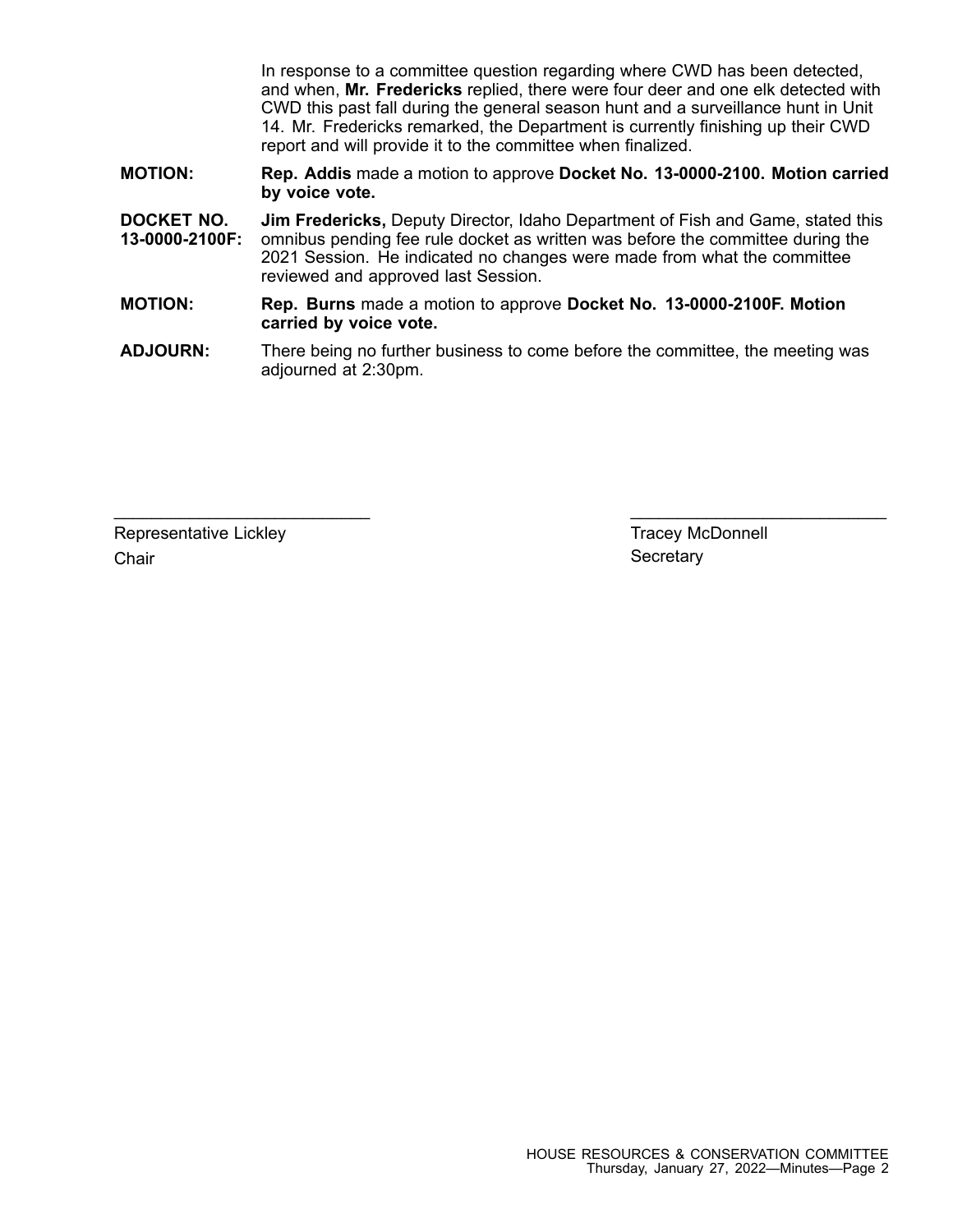In response to a committee question regarding where CWD has been detected, and when, **Mr. Fredericks** replied, there were four deer and one elk detected with CWD this past fall during the general season hunt and a surveillance hunt in Unit 14. Mr. Fredericks remarked, the Department is currently finishing up their CWD report and will provide it to the committee when finalized.

**MOTION:** **Rep. Addis** made a motion to approve **Docket No. 13-0000-2100. Motion carried by voice vote.**

**DOCKET NO. 13-0000-2100F:** **Jim Fredericks,** Deputy Director, Idaho Department of Fish and Game, stated this omnibus pending fee rule docket as written was before the committee during the 2021 Session. He indicated no changes were made from what the committee reviewed and approved last Session.

**MOTION:** **Rep. Burns** made a motion to approve **Docket No. 13-0000-2100F. Motion carried by voice vote.**

**ADJOURN:** There being no further business to come before the committee, the meeting was adjourned at 2:30pm.

___________________________
Representative Lickley
Chair

___________________________
Tracey McDonnell
Secretary